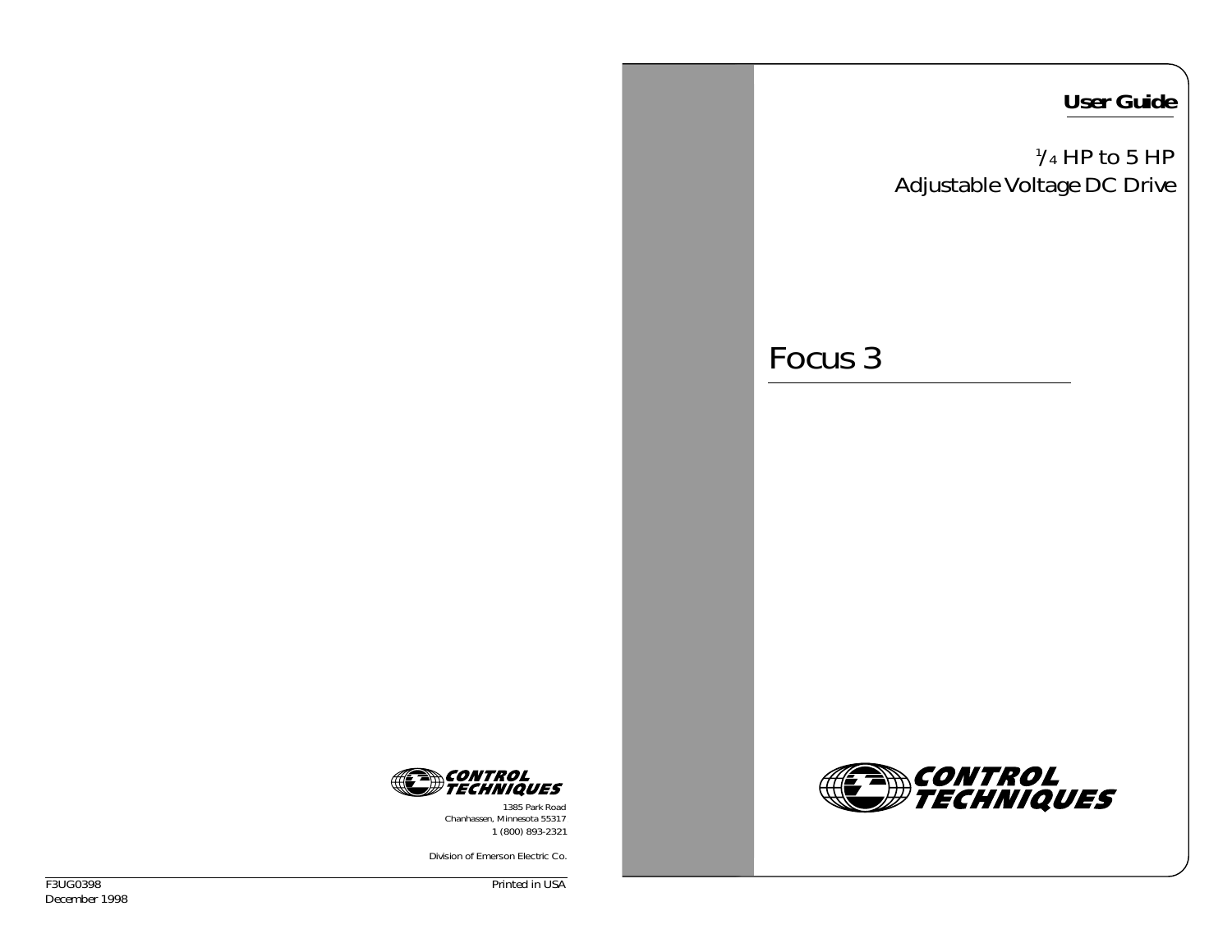**User Guide**

$^1/_4$ HP to 5 HP

Adjustable Voltage DC Drive

# Focus 3

CONTROL TECHNIQUES

CONTROL TECHNIQUES

1385 Park Road
Chanhassen, Minnesota 55317
1 (800) 893-2321

Division of Emerson Electric Co.

F3UG0398
December 1998

Printed in USA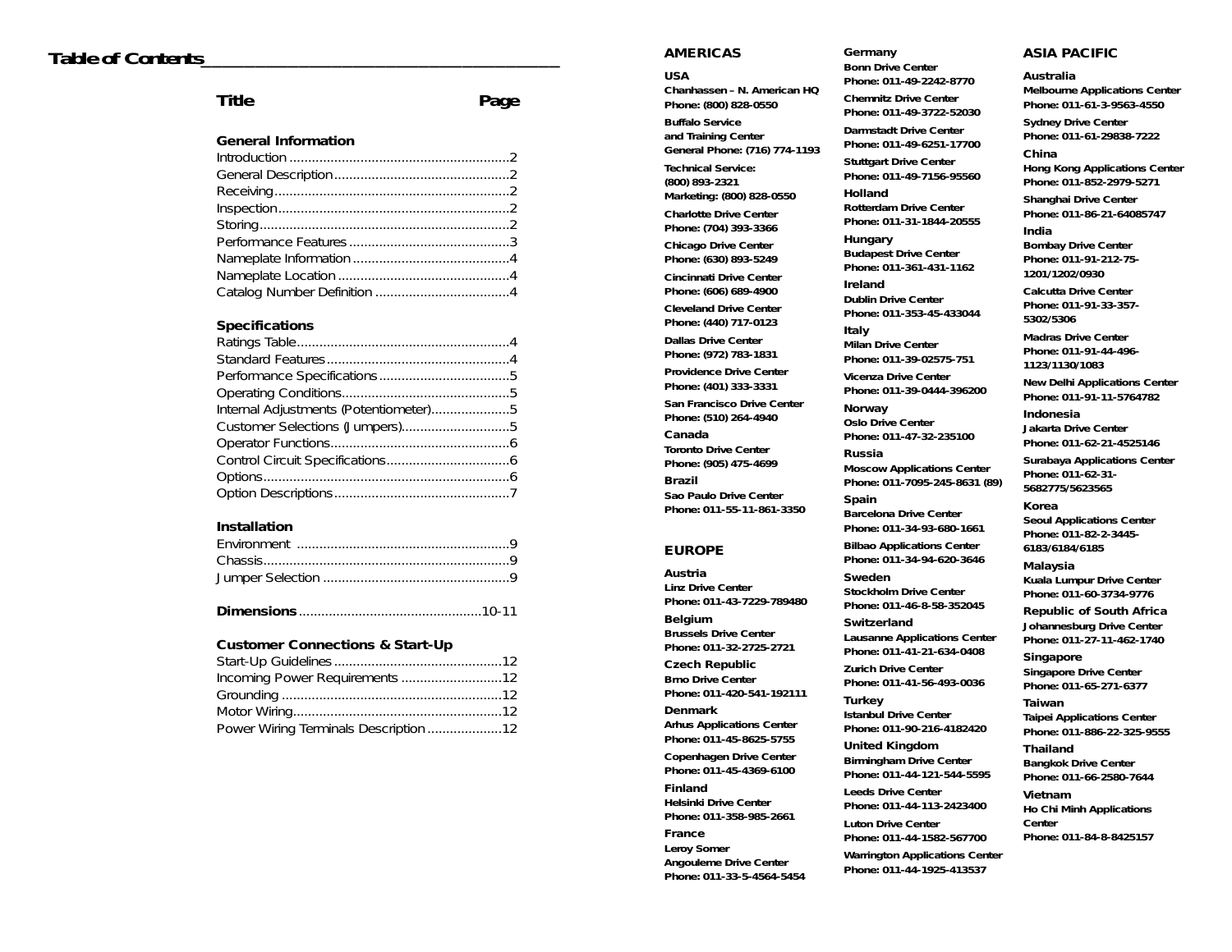# Table of Contents

| Title | Page |
|---|---|
| **General Information** | |
| Introduction | 2 |
| General Description | 2 |
| Receiving | 2 |
| Inspection | 2 |
| Storing | 2 |
| Performance Features | 3 |
| Nameplate Information | 4 |
| Nameplate Location | 4 |
| Catalog Number Definition | 4 |
| **Specifications** | |
| Ratings Table | 4 |
| Standard Features | 4 |
| Performance Specifications | 5 |
| Operating Conditions | 5 |
| Internal Adjustments (Potentiometer) | 5 |
| Customer Selections (Jumpers) | 5 |
| Operator Functions | 6 |
| Control Circuit Specifications | 6 |
| Options | 6 |
| Option Descriptions | 7 |
| **Installation** | |
| Environment | 9 |
| Chassis | 9 |
| Jumper Selection | 9 |
| **Dimensions** | 10-11 |
| **Customer Connections & Start-Up** | |
| Start-Up Guidelines | 12 |
| Incoming Power Requirements | 12 |
| Grounding | 12 |
| Motor Wiring | 12 |
| Power Wiring Terminals Description | 12 |

## AMERICAS

**USA**
**Chanhassen – N. American HQ**
**Phone: (800) 828-0550**
**Buffalo Service and Training Center**
**General Phone: (716) 774-1193**
**Technical Service: (800) 893-2321**
**Marketing: (800) 828-0550**
**Charlotte Drive Center**
**Phone: (704) 393-3366**
**Chicago Drive Center**
**Phone: (630) 893-5249**
**Cincinnati Drive Center**
**Phone: (606) 689-4900**
**Cleveland Drive Center**
**Phone: (440) 717-0123**
**Dallas Drive Center**
**Phone: (972) 783-1831**
**Providence Drive Center**
**Phone: (401) 333-3331**
**San Francisco Drive Center**
**Phone: (510) 264-4940**

**Canada**
**Toronto Drive Center**
**Phone: (905) 475-4699**

**Brazil**
**Sao Paulo Drive Center**
**Phone: 011-55-11-861-3350**

## EUROPE

**Austria**
**Linz Drive Center**
**Phone: 011-43-7229-789480**

**Belgium**
**Brussels Drive Center**
**Phone: 011-32-2725-2721**

**Czech Republic**
**Brno Drive Center**
**Phone: 011-420-541-192111**

**Denmark**
**Arhus Applications Center**
**Phone: 011-45-8625-5755**
**Copenhagen Drive Center**
**Phone: 011-45-4369-6100**

**Finland**
**Helsinki Drive Center**
**Phone: 011-358-985-2661**

**France**
**Leroy Somer**
**Angouleme Drive Center**
**Phone: 011-33-5-4564-5454**

**Germany**
**Bonn Drive Center**
**Phone: 011-49-2242-8770**
**Chemnitz Drive Center**
**Phone: 011-49-3722-52030**
**Darmstadt Drive Center**
**Phone: 011-49-6251-17700**
**Stuttgart Drive Center**
**Phone: 011-49-7156-95560**

**Holland**
**Rotterdam Drive Center**
**Phone: 011-31-1844-20555**

**Hungary**
**Budapest Drive Center**
**Phone: 011-361-431-1162**

**Ireland**
**Dublin Drive Center**
**Phone: 011-353-45-433044**

**Italy**
**Milan Drive Center**
**Phone: 011-39-02575-751**
**Vicenza Drive Center**
**Phone: 011-39-0444-396200**

**Norway**
**Oslo Drive Center**
**Phone: 011-47-32-235100**

**Russia**
**Moscow Applications Center**
**Phone: 011-7095-245-8631 (89)**

**Spain**
**Barcelona Drive Center**
**Phone: 011-34-93-680-1661**
**Bilbao Applications Center**
**Phone: 011-34-94-620-3646**

**Sweden**
**Stockholm Drive Center**
**Phone: 011-46-8-58-352045**

**Switzerland**
**Lausanne Applications Center**
**Phone: 011-41-21-634-0408**
**Zurich Drive Center**
**Phone: 011-41-56-493-0036**

**Turkey**
**Istanbul Drive Center**
**Phone: 011-90-216-4182420**

**United Kingdom**
**Birmingham Drive Center**
**Phone: 011-44-121-544-5595**
**Leeds Drive Center**
**Phone: 011-44-113-2423400**
**Luton Drive Center**
**Phone: 011-44-1582-567700**
**Warrington Applications Center**
**Phone: 011-44-1925-413537**

## ASIA PACIFIC

**Australia**
**Melbourne Applications Center**
**Phone: 011-61-3-9563-4550**
**Sydney Drive Center**
**Phone: 011-61-29838-7222**

**China**
**Hong Kong Applications Center**
**Phone: 011-852-2979-5271**
**Shanghai Drive Center**
**Phone: 011-86-21-64085747**

**India**
**Bombay Drive Center**
**Phone: 011-91-212-75-1201/1202/0930**
**Calcutta Drive Center**
**Phone: 011-91-33-357-5302/5306**
**Madras Drive Center**
**Phone: 011-91-44-496-1123/1130/1083**
**New Delhi Applications Center**
**Phone: 011-91-11-5764782**

**Indonesia**
**Jakarta Drive Center**
**Phone: 011-62-21-4525146**
**Surabaya Applications Center**
**Phone: 011-62-31-5682775/5623565**

**Korea**
**Seoul Applications Center**
**Phone: 011-82-2-3445-6183/6184/6185**

**Malaysia**
**Kuala Lumpur Drive Center**
**Phone: 011-60-3734-9776**

**Republic of South Africa**
**Johannesburg Drive Center**
**Phone: 011-27-11-462-1740**

**Singapore**
**Singapore Drive Center**
**Phone: 011-65-271-6377**

**Taiwan**
**Taipei Applications Center**
**Phone: 011-886-22-325-9555**

**Thailand**
**Bangkok Drive Center**
**Phone: 011-66-2580-7644**

**Vietnam**
**Ho Chi Minh Applications Center**
**Phone: 011-84-8-8425157**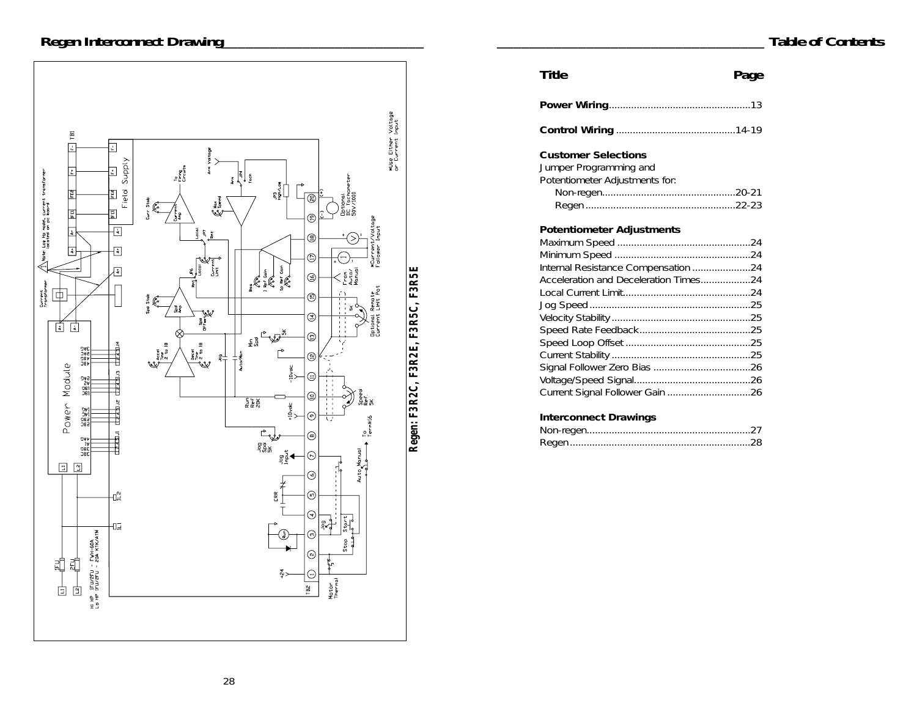## Regen Interconnect Drawing

Regen: F3R2C, F3R2E, F3R5C, F3R5E

## Table of Contents

| Title | Page |
|---|---|
| **Power Wiring** | 13 |
| **Control Wiring** | 14-19 |
| **Customer Selections** | |
| Jumper Programming and Potentiometer Adjustments for: | |
| Non-regen | 20-21 |
| Regen | 22-23 |
| **Potentiometer Adjustments** | |
| Maximum Speed | 24 |
| Minimum Speed | 24 |
| Internal Resistance Compensation | 24 |
| Acceleration and Deceleration Times | 24 |
| Local Current Limit | 24 |
| Jog Speed | 25 |
| Velocity Stability | 25 |
| Speed Rate Feedback | 25 |
| Speed Loop Offset | 25 |
| Current Stability | 25 |
| Signal Follower Zero Bias | 26 |
| Voltage/Speed Signal | 26 |
| Current Signal Follower Gain | 26 |
| **Interconnect Drawings** | |
| Non-regen | 27 |
| Regen | 28 |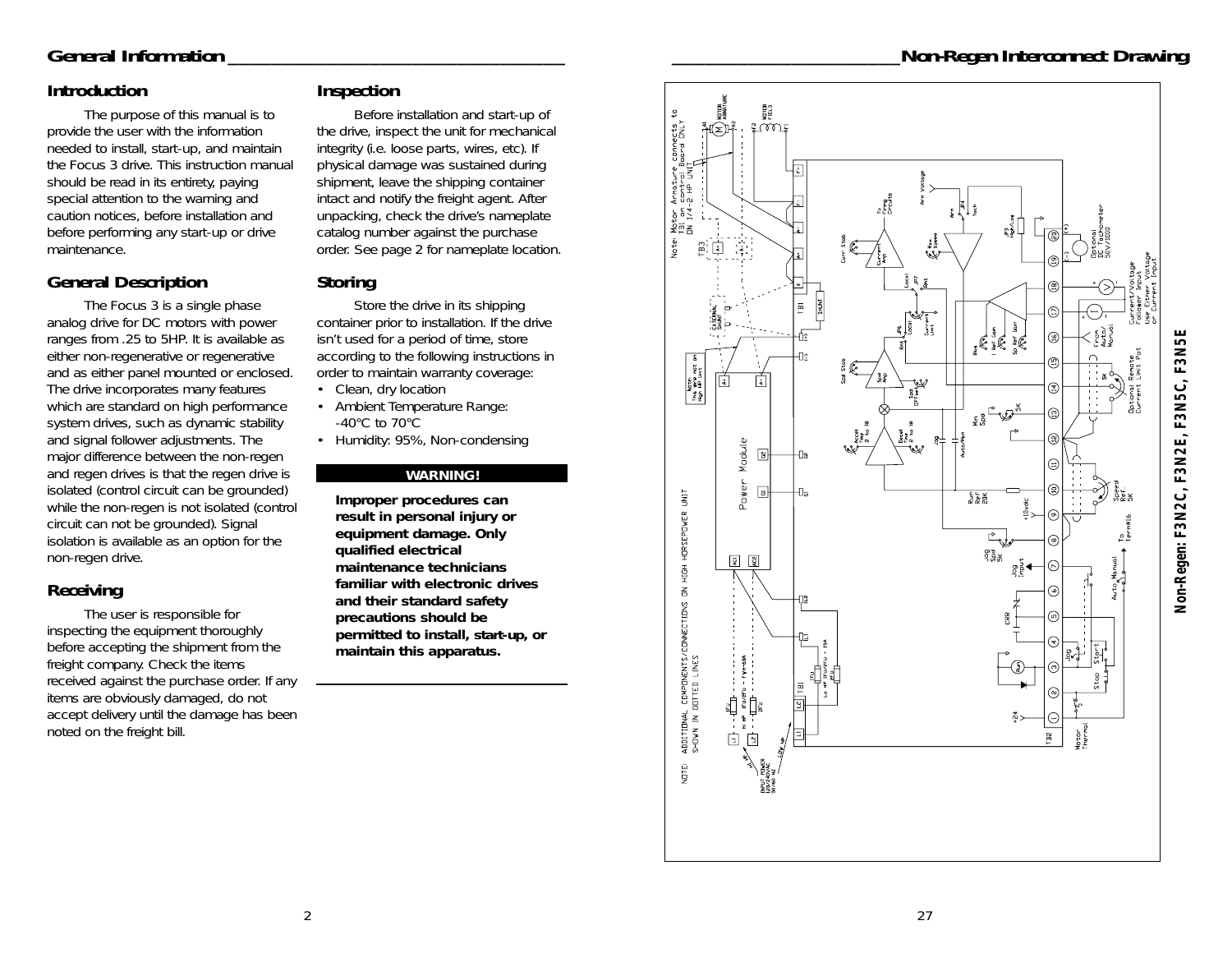## General Information

### Introduction

The purpose of this manual is to provide the user with the information needed to install, start-up, and maintain the Focus 3 drive. This instruction manual should be read in its entirety, paying special attention to the warning and caution notices, before installation and before performing any start-up or drive maintenance.

### General Description

The Focus 3 is a single phase analog drive for DC motors with power ranges from .25 to 5HP. It is available as either non-regenerative or regenerative and as either panel mounted or enclosed. The drive incorporates many features which are standard on high performance system drives, such as dynamic stability and signal follower adjustments. The major difference between the non-regen and regen drives is that the regen drive is isolated (control circuit can be grounded) while the non-regen is not isolated (control circuit can not be grounded). Signal isolation is available as an option for the non-regen drive.

### Receiving

The user is responsible for inspecting the equipment thoroughly before accepting the shipment from the freight company. Check the items received against the purchase order. If any items are obviously damaged, do not accept delivery until the damage has been noted on the freight bill.

### Inspection

Before installation and start-up of the drive, inspect the unit for mechanical integrity (i.e. loose parts, wires, etc). If physical damage was sustained during shipment, leave the shipping container intact and notify the freight agent. After unpacking, check the drive's nameplate catalog number against the purchase order. See page 2 for nameplate location.

### Storing

Store the drive in its shipping container prior to installation. If the drive isn't used for a period of time, store according to the following instructions in order to maintain warranty coverage:

- Clean, dry location
- Ambient Temperature Range: -40°C to 70°C
- Humidity: 95%, Non-condensing

**WARNING!**

**Improper procedures can result in personal injury or equipment damage. Only qualified electrical maintenance technicians familiar with electronic drives and their standard safety precautions should be permitted to install, start-up, or maintain this apparatus.**

## Non-Regen Interconnect Drawing

**Non-Regen: F3N2C, F3N2E, F3N5C, F3N5E**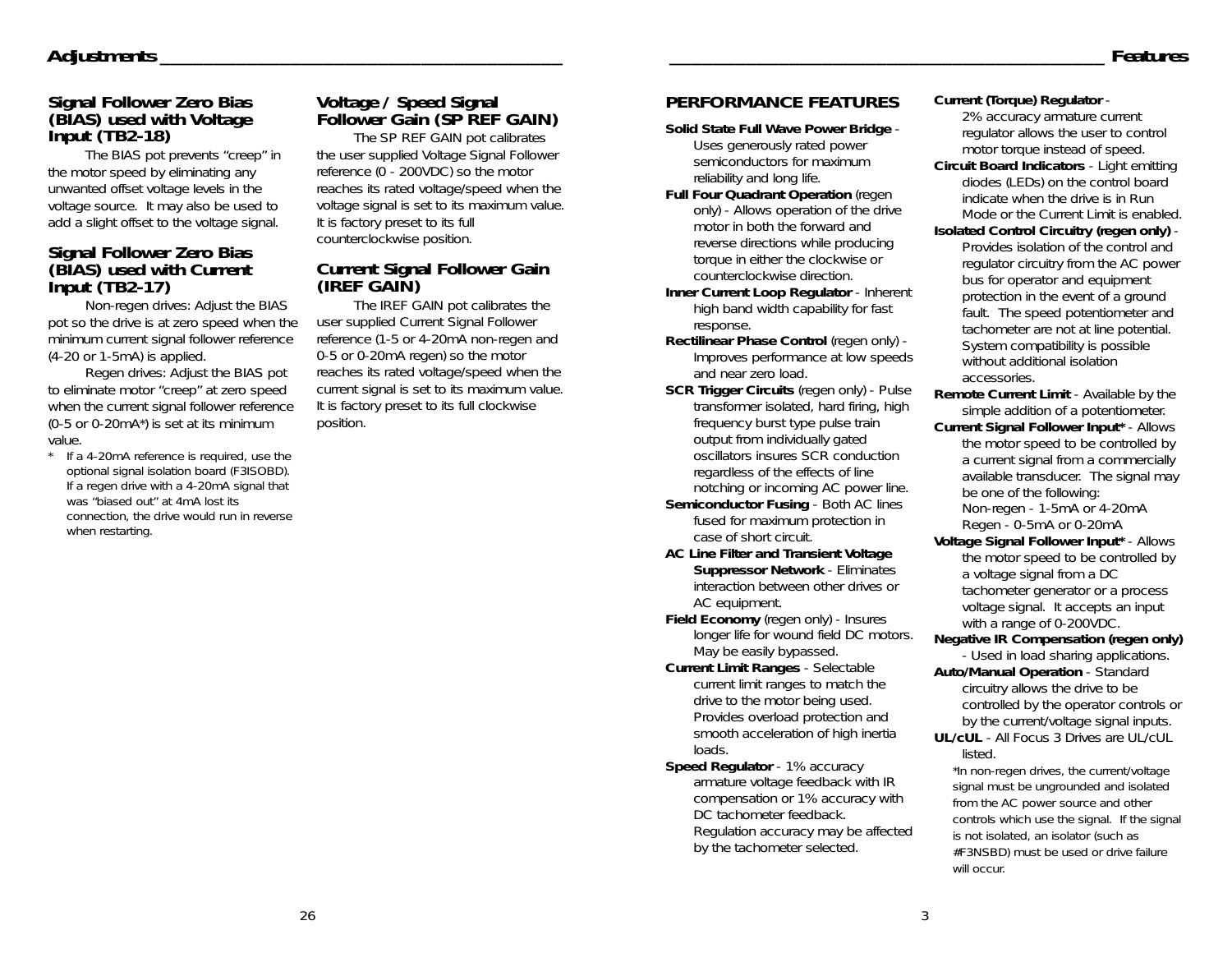## Adjustments

### Signal Follower Zero Bias (BIAS) used with Voltage Input (TB2-18)

The BIAS pot prevents "creep" in the motor speed by eliminating any unwanted offset voltage levels in the voltage source. It may also be used to add a slight offset to the voltage signal.

### Signal Follower Zero Bias (BIAS) used with Current Input (TB2-17)

Non-regen drives: Adjust the BIAS pot so the drive is at zero speed when the minimum current signal follower reference (4-20 or 1-5mA) is applied.

Regen drives: Adjust the BIAS pot to eliminate motor "creep" at zero speed when the current signal follower reference (0-5 or 0-20mA*) is set at its minimum value.

\* If a 4-20mA reference is required, use the optional signal isolation board (F3ISOBD). If a regen drive with a 4-20mA signal that was "biased out" at 4mA lost its connection, the drive would run in reverse when restarting.

### Voltage / Speed Signal Follower Gain (SP REF GAIN)

The SP REF GAIN pot calibrates the user supplied Voltage Signal Follower reference (0 - 200VDC) so the motor reaches its rated voltage/speed when the voltage signal is set to its maximum value. It is factory preset to its full counterclockwise position.

### Current Signal Follower Gain (IREF GAIN)

The IREF GAIN pot calibrates the user supplied Current Signal Follower reference (1-5 or 4-20mA non-regen and 0-5 or 0-20mA regen) so the motor reaches its rated voltage/speed when the current signal is set to its maximum value. It is factory preset to its full clockwise position.

## Features

### PERFORMANCE FEATURES

**Solid State Full Wave Power Bridge** - Uses generously rated power semiconductors for maximum reliability and long life.

**Full Four Quadrant Operation** (regen only) - Allows operation of the drive motor in both the forward and reverse directions while producing torque in either the clockwise or counterclockwise direction.

**Inner Current Loop Regulator** - Inherent high band width capability for fast response.

**Rectilinear Phase Control** (regen only) - Improves performance at low speeds and near zero load.

**SCR Trigger Circuits** (regen only) - Pulse transformer isolated, hard firing, high frequency burst type pulse train output from individually gated oscillators insures SCR conduction regardless of the effects of line notching or incoming AC power line.

**Semiconductor Fusing** - Both AC lines fused for maximum protection in case of short circuit.

**AC Line Filter and Transient Voltage Suppressor Network** - Eliminates interaction between other drives or AC equipment.

**Field Economy** (regen only) - Insures longer life for wound field DC motors. May be easily bypassed.

**Current Limit Ranges** - Selectable current limit ranges to match the drive to the motor being used. Provides overload protection and smooth acceleration of high inertia loads.

**Speed Regulator** - 1% accuracy armature voltage feedback with IR compensation or 1% accuracy with DC tachometer feedback. Regulation accuracy may be affected by the tachometer selected.

**Current (Torque) Regulator** - 2% accuracy armature current regulator allows the user to control motor torque instead of speed.

**Circuit Board Indicators** - Light emitting diodes (LEDs) on the control board indicate when the drive is in Run Mode or the Current Limit is enabled.

**Isolated Control Circuitry (regen only)** - Provides isolation of the control and regulator circuitry from the AC power bus for operator and equipment protection in the event of a ground fault. The speed potentiometer and tachometer are not at line potential. System compatibility is possible without additional isolation accessories.

**Remote Current Limit** - Available by the simple addition of a potentiometer.

**Current Signal Follower Input*** - Allows the motor speed to be controlled by a current signal from a commercially available transducer. The signal may be one of the following:
Non-regen - 1-5mA or 4-20mA
Regen - 0-5mA or 0-20mA

**Voltage Signal Follower Input*** - Allows the motor speed to be controlled by a voltage signal from a DC tachometer generator or a process voltage signal. It accepts an input with a range of 0-200VDC.

**Negative IR Compensation (regen only)** - Used in load sharing applications.

**Auto/Manual Operation** - Standard circuitry allows the drive to be controlled by the operator controls or by the current/voltage signal inputs.

**UL/cUL** - All Focus 3 Drives are UL/cUL listed.

*In non-regen drives, the current/voltage signal must be ungrounded and isolated from the AC power source and other controls which use the signal. If the signal is not isolated, an isolator (such as #F3NSBD) must be used or drive failure will occur.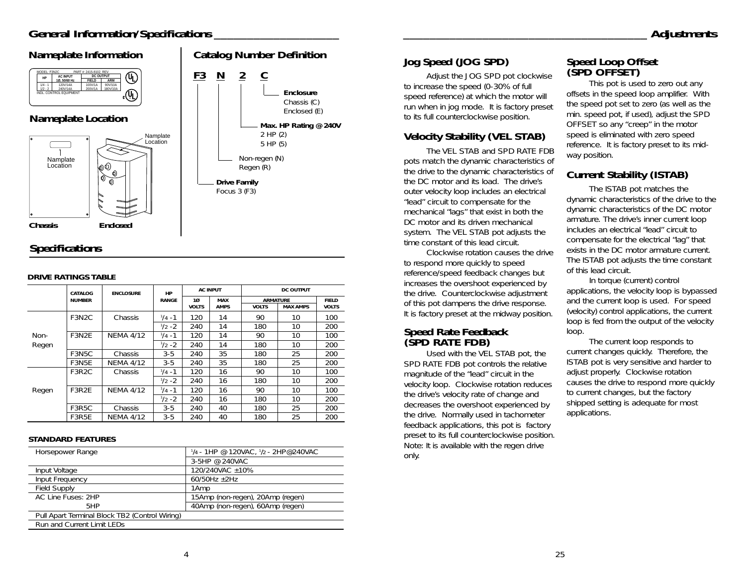## General Information/Specifications

### Nameplate Information

| HP | AC INPUT 1Ø, 50/60 Hz | DC OUTPUT FIELD | ARM |
|---|---|---|---|
| 1/4 - 1 | 120V/14A | 100V/1A | 90V/10A |
| 1/2 - 2 | 240V/14A | 200V/1A | 180V/10A |

MODEL: F3N2C PART #: 2415-8102, REV.

INDL. CONTROL EQUIPMENT

### Nameplate Location

Namplate Location

Chassis — Enclosed

### Catalog Number Definition

**F3 N 2 C**

- **Enclosure**: Chassis (C), Enclosed (E)
- **Max. HP Rating @ 240V**: 2 HP (2), 5 HP (5)
- Non-regen (N), Regen (R)
- **Drive Family**: Focus 3 (F3)

## Specifications

**DRIVE RATINGS TABLE**

| | CATALOG NUMBER | ENCLOSURE | HP RANGE | AC INPUT 1Ø VOLTS | AC INPUT MAX AMPS | DC OUTPUT ARMATURE VOLTS | DC OUTPUT ARMATURE MAX AMPS | DC OUTPUT FIELD VOLTS |
|---|---|---|---|---|---|---|---|---|
| Non-Regen | F3N2C | Chassis | 1/4 - 1 | 120 | 14 | 90 | 10 | 100 |
| | | | 1/2 - 2 | 240 | 14 | 180 | 10 | 200 |
| | F3N2E | NEMA 4/12 | 1/4 - 1 | 120 | 14 | 90 | 10 | 100 |
| | | | 1/2 - 2 | 240 | 14 | 180 | 10 | 200 |
| | F3N5C | Chassis | 3-5 | 240 | 35 | 180 | 25 | 200 |
| | F3N5E | NEMA 4/12 | 3-5 | 240 | 35 | 180 | 25 | 200 |
| Regen | F3R2C | Chassis | 1/4 - 1 | 120 | 16 | 90 | 10 | 100 |
| | | | 1/2 - 2 | 240 | 16 | 180 | 10 | 200 |
| | F3R2E | NEMA 4/12 | 1/4 - 1 | 120 | 16 | 90 | 10 | 100 |
| | | | 1/2 - 2 | 240 | 16 | 180 | 10 | 200 |
| | F3R5C | Chassis | 3-5 | 240 | 40 | 180 | 25 | 200 |
| | F3R5E | NEMA 4/12 | 3-5 | 240 | 40 | 180 | 25 | 200 |

**STANDARD FEATURES**

| Feature | Value |
|---|---|
| Horsepower Range | 1/4 - 1HP @ 120VAC, 1/2 - 2HP@240VAC |
| | 3-5HP @ 240VAC |
| Input Voltage | 120/240VAC ±10% |
| Input Frequency | 60/50Hz ±2Hz |
| Field Supply | 1Amp |
| AC Line Fuses: 2HP | 15Amp (non-regen), 20Amp (regen) |
| 5HP | 40Amp (non-regen), 60Amp (regen) |
| Pull Apart Terminal Block TB2 (Control Wiring) | |
| Run and Current Limit LEDs | |

## Adjustments

### Jog Speed (JOG SPD)

Adjust the JOG SPD pot clockwise to increase the speed (0-30% of full speed reference) at which the motor will run when in jog mode. It is factory preset to its full counterclockwise position.

### Velocity Stability (VEL STAB)

The VEL STAB and SPD RATE FDB pots match the dynamic characteristics of the drive to the dynamic characteristics of the DC motor and its load. The drive's outer velocity loop includes an electrical "lead" circuit to compensate for the mechanical "lags" that exist in both the DC motor and its driven mechanical system. The VEL STAB pot adjusts the time constant of this lead circuit.

Clockwise rotation causes the drive to respond more quickly to speed reference/speed feedback changes but increases the overshoot experienced by the drive. Counterclockwise adjustment of this pot dampens the drive response. It is factory preset at the midway position.

### Speed Rate Feedback (SPD RATE FDB)

Used with the VEL STAB pot, the SPD RATE FDB pot controls the relative magnitude of the "lead" circuit in the velocity loop. Clockwise rotation reduces the drive's velocity rate of change and decreases the overshoot experienced by the drive. Normally used in tachometer feedback applications, this pot is factory preset to its full counterclockwise position. Note: It is available with the regen drive only.

### Speed Loop Offset (SPD OFFSET)

This pot is used to zero out any offsets in the speed loop amplifier. With the speed pot set to zero (as well as the min. speed pot, if used), adjust the SPD OFFSET so any "creep" in the motor speed is eliminated with zero speed reference. It is factory preset to its mid-way position.

### Current Stability (ISTAB)

The ISTAB pot matches the dynamic characteristics of the drive to the dynamic characteristics of the DC motor armature. The drive's inner current loop includes an electrical "lead" circuit to compensate for the electrical "lag" that exists in the DC motor armature current. The ISTAB pot adjusts the time constant of this lead circuit.

In torque (current) control applications, the velocity loop is bypassed and the current loop is used. For speed (velocity) control applications, the current loop is fed from the output of the velocity loop.

The current loop responds to current changes quickly. Therefore, the ISTAB pot is very sensitive and harder to adjust properly. Clockwise rotation causes the drive to respond more quickly to current changes, but the factory shipped setting is adequate for most applications.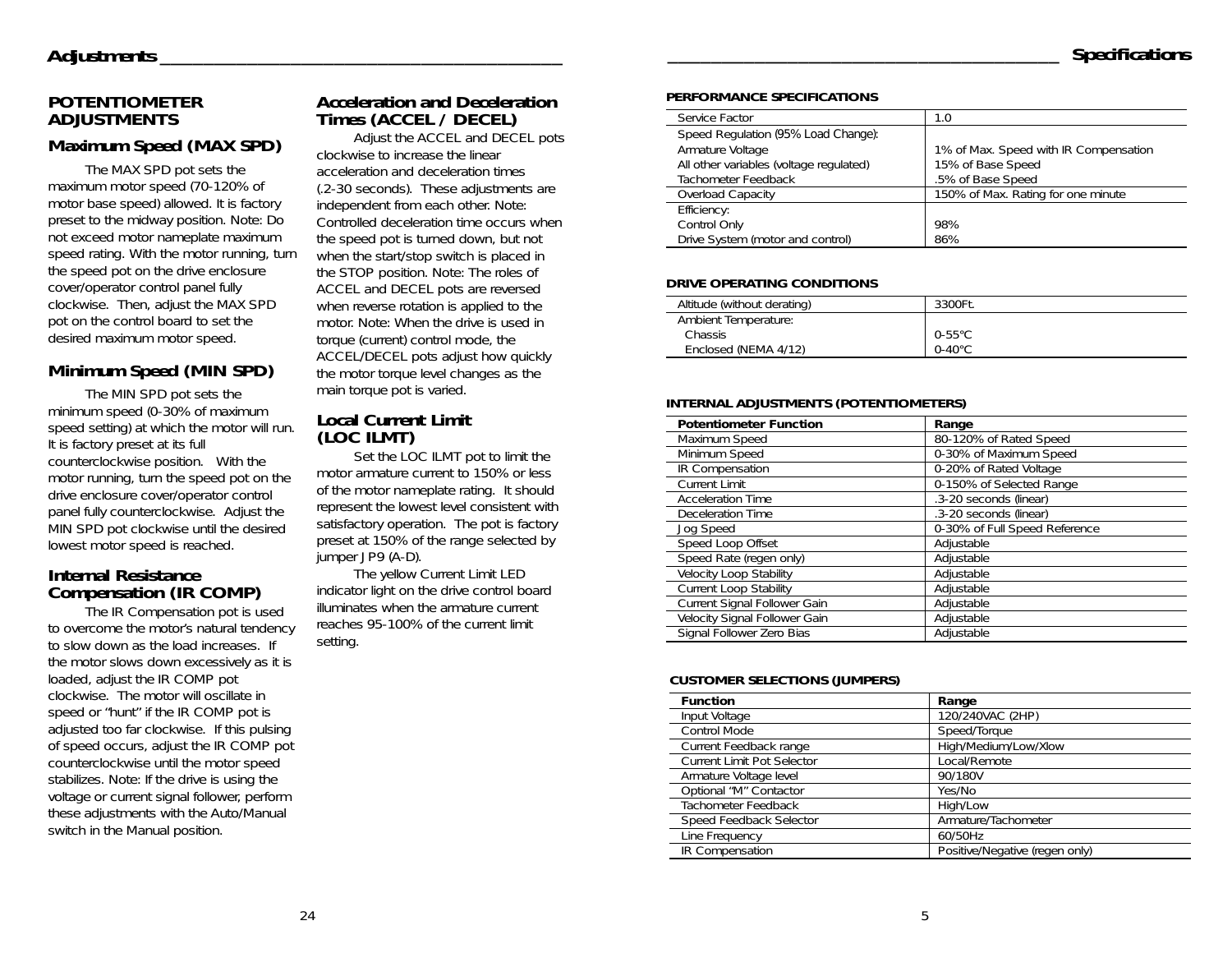# Adjustments

## POTENTIOMETER ADJUSTMENTS

### Maximum Speed (MAX SPD)

The MAX SPD pot sets the maximum motor speed (70-120% of motor base speed) allowed. It is factory preset to the midway position. Note: Do not exceed motor nameplate maximum speed rating. With the motor running, turn the speed pot on the drive enclosure cover/operator control panel fully clockwise. Then, adjust the MAX SPD pot on the control board to set the desired maximum motor speed.

### Minimum Speed (MIN SPD)

The MIN SPD pot sets the minimum speed (0-30% of maximum speed setting) at which the motor will run. It is factory preset at its full counterclockwise position. With the motor running, turn the speed pot on the drive enclosure cover/operator control panel fully counterclockwise. Adjust the MIN SPD pot clockwise until the desired lowest motor speed is reached.

### Internal Resistance Compensation (IR COMP)

The IR Compensation pot is used to overcome the motor's natural tendency to slow down as the load increases. If the motor slows down excessively as it is loaded, adjust the IR COMP pot clockwise. The motor will oscillate in speed or "hunt" if the IR COMP pot is adjusted too far clockwise. If this pulsing of speed occurs, adjust the IR COMP pot counterclockwise until the motor speed stabilizes. Note: If the drive is using the voltage or current signal follower, perform these adjustments with the Auto/Manual switch in the Manual position.

### Acceleration and Deceleration Times (ACCEL / DECEL)

Adjust the ACCEL and DECEL pots clockwise to increase the linear acceleration and deceleration times (.2-30 seconds). These adjustments are independent from each other. Note: Controlled deceleration time occurs when the speed pot is turned down, but not when the start/stop switch is placed in the STOP position. Note: The roles of ACCEL and DECEL pots are reversed when reverse rotation is applied to the motor. Note: When the drive is used in torque (current) control mode, the ACCEL/DECEL pots adjust how quickly the motor torque level changes as the main torque pot is varied.

### Local Current Limit (LOC ILMT)

Set the LOC ILMT pot to limit the motor armature current to 150% or less of the motor nameplate rating. It should represent the lowest level consistent with satisfactory operation. The pot is factory preset at 150% of the range selected by jumper JP9 (A-D).

The yellow Current Limit LED indicator light on the drive control board illuminates when the armature current reaches 95-100% of the current limit setting.

# Specifications

**PERFORMANCE SPECIFICATIONS**

| | |
|---|---|
| Service Factor | 1.0 |
| Speed Regulation (95% Load Change): | |
| Armature Voltage | 1% of Max. Speed with IR Compensation |
| All other variables (voltage regulated) | 15% of Base Speed |
| Tachometer Feedback | .5% of Base Speed |
| Overload Capacity | 150% of Max. Rating for one minute |
| Efficiency: | |
| Control Only | 98% |
| Drive System (motor and control) | 86% |

**DRIVE OPERATING CONDITIONS**

| | |
|---|---|
| Altitude (without derating) | 3300Ft. |
| Ambient Temperature: | |
| Chassis | 0-55°C |
| Enclosed (NEMA 4/12) | 0-40°C |

**INTERNAL ADJUSTMENTS (POTENTIOMETERS)**

| Potentiometer Function | Range |
|---|---|
| Maximum Speed | 80-120% of Rated Speed |
| Minimum Speed | 0-30% of Maximum Speed |
| IR Compensation | 0-20% of Rated Voltage |
| Current Limit | 0-150% of Selected Range |
| Acceleration Time | .3-20 seconds (linear) |
| Deceleration Time | .3-20 seconds (linear) |
| Jog Speed | 0-30% of Full Speed Reference |
| Speed Loop Offset | Adjustable |
| Speed Rate (regen only) | Adjustable |
| Velocity Loop Stability | Adjustable |
| Current Loop Stability | Adjustable |
| Current Signal Follower Gain | Adjustable |
| Velocity Signal Follower Gain | Adjustable |
| Signal Follower Zero Bias | Adjustable |

**CUSTOMER SELECTIONS (JUMPERS)**

| Function | Range |
|---|---|
| Input Voltage | 120/240VAC (2HP) |
| Control Mode | Speed/Torque |
| Current Feedback range | High/Medium/Low/Xlow |
| Current Limit Pot Selector | Local/Remote |
| Armature Voltage level | 90/180V |
| Optional "M" Contactor | Yes/No |
| Tachometer Feedback | High/Low |
| Speed Feedback Selector | Armature/Tachometer |
| Line Frequency | 60/50Hz |
| IR Compensation | Positive/Negative (regen only) |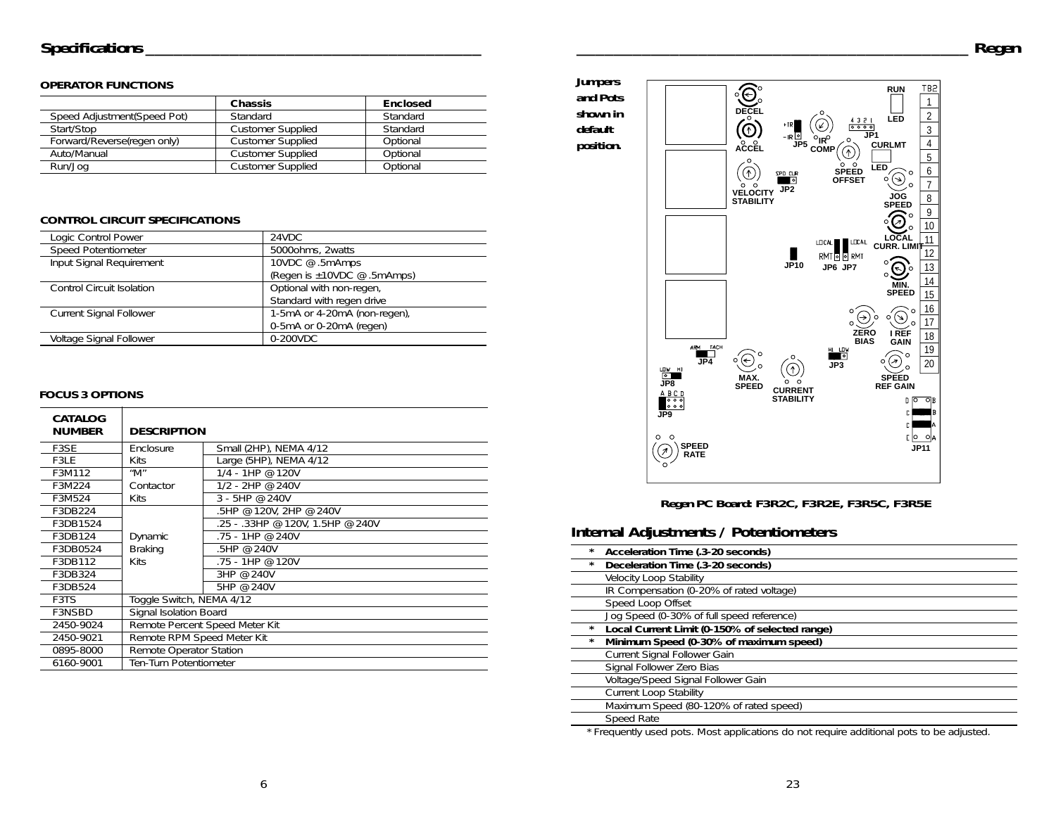## Specifications

### OPERATOR FUNCTIONS

| | Chassis | Enclosed |
|---|---|---|
| Speed Adjustment(Speed Pot) | Standard | Standard |
| Start/Stop | Customer Supplied | Standard |
| Forward/Reverse(regen only) | Customer Supplied | Optional |
| Auto/Manual | Customer Supplied | Optional |
| Run/Jog | Customer Supplied | Optional |

### CONTROL CIRCUIT SPECIFICATIONS

| | |
|---|---|
| Logic Control Power | 24VDC |
| Speed Potentiometer | 5000ohms, 2watts |
| Input Signal Requirement | 10VDC @ .5mAmps<br>(Regen is ±10VDC @ .5mAmps) |
| Control Circuit Isolation | Optional with non-regen,<br>Standard with regen drive |
| Current Signal Follower | 1-5mA or 4-20mA (non-regen),<br>0-5mA or 0-20mA (regen) |
| Voltage Signal Follower | 0-200VDC |

### FOCUS 3 OPTIONS

| CATALOG NUMBER | DESCRIPTION | |
|---|---|---|
| F3SE | Enclosure | Small (2HP), NEMA 4/12 |
| F3LE | Kits | Large (5HP), NEMA 4/12 |
| F3M112 | "M" | 1/4 - 1HP @ 120V |
| F3M224 | Contactor | 1/2 - 2HP @ 240V |
| F3M524 | Kits | 3 - 5HP @ 240V |
| F3DB224 | | .5HP @ 120V, 2HP @ 240V |
| F3DB1524 | | .25 - .33HP @ 120V, 1.5HP @ 240V |
| F3DB124 | Dynamic | .75 - 1HP @ 240V |
| F3DB0524 | Braking | .5HP @ 240V |
| F3DB112 | Kits | .75 - 1HP @ 120V |
| F3DB324 | | 3HP @ 240V |
| F3DB524 | | 5HP @ 240V |
| F3TS | Toggle Switch, NEMA 4/12 | |
| F3NSBD | Signal Isolation Board | |
| 2450-9024 | Remote Percent Speed Meter Kit | |
| 2450-9021 | Remote RPM Speed Meter Kit | |
| 0895-8000 | Remote Operator Station | |
| 6160-9001 | Ten-Turn Potentiometer | |

## Regen

***Jumpers and Pots shown in default position.***

**Regen PC Board: F3R2C, F3R2E, F3R5C, F3R5E**

## Internal Adjustments / Potentiometers

| | |
|---|---|
| * | **Acceleration Time (.3-20 seconds)** |
| * | **Deceleration Time (.3-20 seconds)** |
| | Velocity Loop Stability |
| | IR Compensation (0-20% of rated voltage) |
| | Speed Loop Offset |
| | Jog Speed (0-30% of full speed reference) |
| * | **Local Current Limit (0-150% of selected range)** |
| * | **Minimum Speed (0-30% of maximum speed)** |
| | Current Signal Follower Gain |
| | Signal Follower Zero Bias |
| | Voltage/Speed Signal Follower Gain |
| | Current Loop Stability |
| | Maximum Speed (80-120% of rated speed) |
| | Speed Rate |

* Frequently used pots. Most applications do not require additional pots to be adjusted.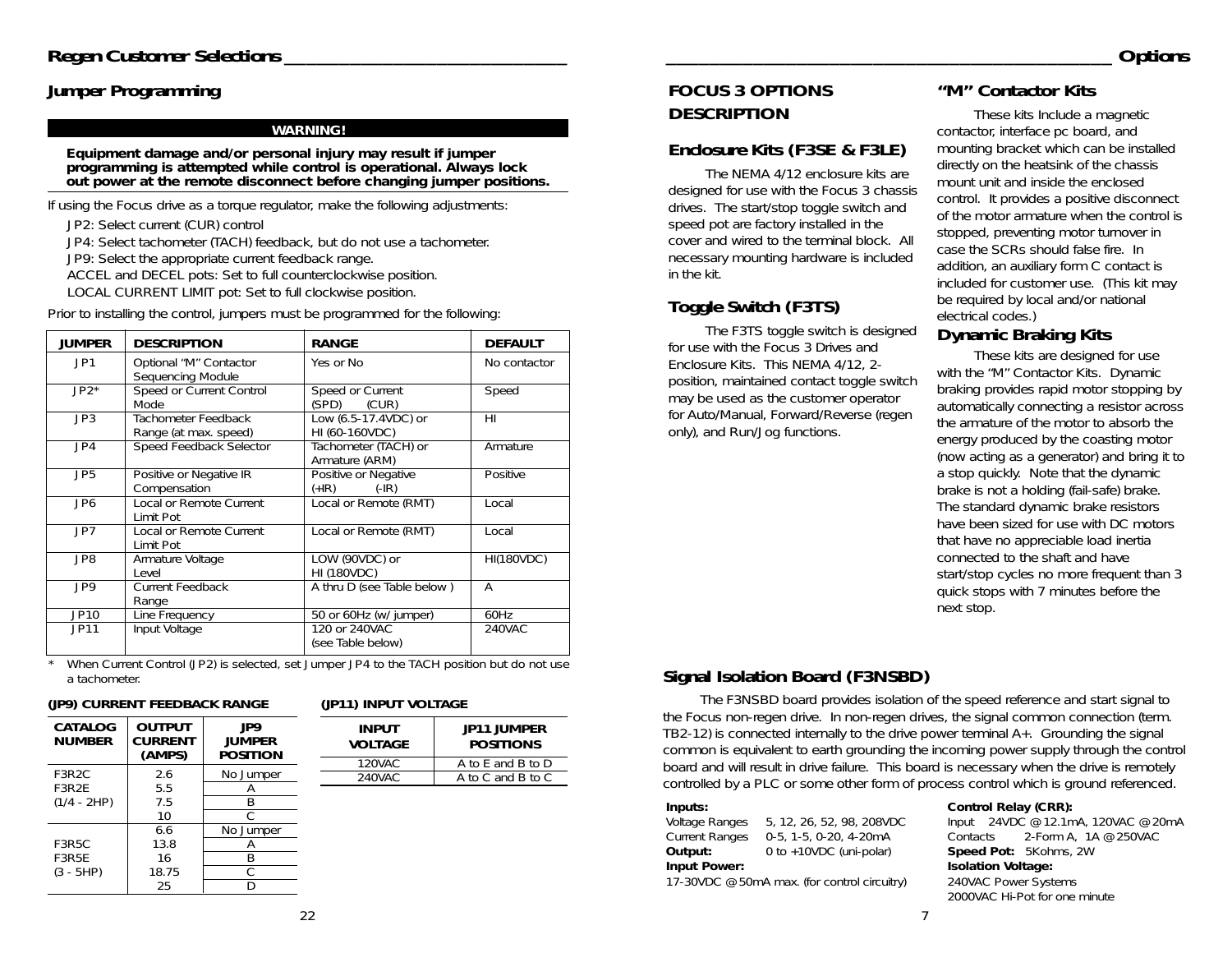## Regen Customer Selections

### Jumper Programming

**WARNING!**

**Equipment damage and/or personal injury may result if jumper programming is attempted while control is operational. Always lock out power at the remote disconnect before changing jumper positions.**

If using the Focus drive as a torque regulator, make the following adjustments:

- JP2: Select current (CUR) control
- JP4: Select tachometer (TACH) feedback, but do not use a tachometer.
- JP9: Select the appropriate current feedback range.
- ACCEL and DECEL pots: Set to full counterclockwise position.
- LOCAL CURRENT LIMIT pot: Set to full clockwise position.

Prior to installing the control, jumpers must be programmed for the following:

| JUMPER | DESCRIPTION | RANGE | DEFAULT |
|---|---|---|---|
| JP1 | Optional “M” Contactor Sequencing Module | Yes or No | No contactor |
| JP2* | Speed or Current Control Mode | Speed or Current (SPD) (CUR) | Speed |
| JP3 | Tachometer Feedback Range (at max. speed) | Low (6.5-17.4VDC) or HI (60-160VDC) | HI |
| JP4 | Speed Feedback Selector | Tachometer (TACH) or Armature (ARM) | Armature |
| JP5 | Positive or Negative IR Compensation | Positive or Negative (+IR) (-IR) | Positive |
| JP6 | Local or Remote Current Limit Pot | Local or Remote (RMT) | Local |
| JP7 | Local or Remote Current Limit Pot | Local or Remote (RMT) | Local |
| JP8 | Armature Voltage Level | LOW (90VDC) or HI (180VDC) | HI(180VDC) |
| JP9 | Current Feedback Range | A thru D (see Table below ) | A |
| JP10 | Line Frequency | 50 or 60Hz (w/ jumper) | 60Hz |
| JP11 | Input Voltage | 120 or 240VAC (see Table below) | 240VAC |

\* When Current Control (JP2) is selected, set Jumper JP4 to the TACH position but do not use a tachometer.

**(JP9) CURRENT FEEDBACK RANGE**

| CATALOG NUMBER | OUTPUT CURRENT (AMPS) | JP9 JUMPER POSITION |
|---|---|---|
| F3R2C F3R2E (1/4 - 2HP) | 2.6 | No Jumper |
| | 5.5 | A |
| | 7.5 | B |
| | 10 | C |
| F3R5C F3R5E (3 - 5HP) | 6.6 | No Jumper |
| | 13.8 | A |
| | 16 | B |
| | 18.75 | C |
| | 25 | D |

**(JP11) INPUT VOLTAGE**

| INPUT VOLTAGE | JP11 JUMPER POSITIONS |
|---|---|
| 120VAC | A to E and B to D |
| 240VAC | A to C and B to C |

## Options

### FOCUS 3 OPTIONS DESCRIPTION

### Enclosure Kits (F3SE & F3LE)

The NEMA 4/12 enclosure kits are designed for use with the Focus 3 chassis drives. The start/stop toggle switch and speed pot are factory installed in the cover and wired to the terminal block. All necessary mounting hardware is included in the kit.

### Toggle Switch (F3TS)

The F3TS toggle switch is designed for use with the Focus 3 Drives and Enclosure Kits. This NEMA 4/12, 2-position, maintained contact toggle switch may be used as the customer operator for Auto/Manual, Forward/Reverse (regen only), and Run/Jog functions.

### “M” Contactor Kits

These kits Include a magnetic contactor, interface pc board, and mounting bracket which can be installed directly on the heatsink of the chassis mount unit and inside the enclosed control. It provides a positive disconnect of the motor armature when the control is stopped, preventing motor turnover in case the SCRs should false fire. In addition, an auxiliary form C contact is included for customer use. (This kit may be required by local and/or national electrical codes.)

### Dynamic Braking Kits

These kits are designed for use with the “M” Contactor Kits. Dynamic braking provides rapid motor stopping by automatically connecting a resistor across the armature of the motor to absorb the energy produced by the coasting motor (now acting as a generator) and bring it to a stop quickly. Note that the dynamic brake is not a holding (fail-safe) brake. The standard dynamic brake resistors have been sized for use with DC motors that have no appreciable load inertia connected to the shaft and have start/stop cycles no more frequent than 3 quick stops with 7 minutes before the next stop.

### Signal Isolation Board (F3NSBD)

The F3NSBD board provides isolation of the speed reference and start signal to the Focus non-regen drive. In non-regen drives, the signal common connection (term. TB2-12) is connected internally to the drive power terminal A+. Grounding the signal common is equivalent to earth grounding the incoming power supply through the control board and will result in drive failure. This board is necessary when the drive is remotely controlled by a PLC or some other form of process control which is ground referenced.

**Inputs:**
Voltage Ranges 5, 12, 26, 52, 98, 208VDC
Current Ranges 0-5, 1-5, 0-20, 4-20mA
**Output:** 0 to +10VDC (uni-polar)
**Input Power:**
17-30VDC @ 50mA max. (for control circuitry)

**Control Relay (CRR):**
Input 24VDC @ 12.1mA, 120VAC @ 20mA
Contacts 2-Form A, 1A @ 250VAC
**Speed Pot:** 5Kohms, 2W
**Isolation Voltage:**
240VAC Power Systems
2000VAC Hi-Pot for one minute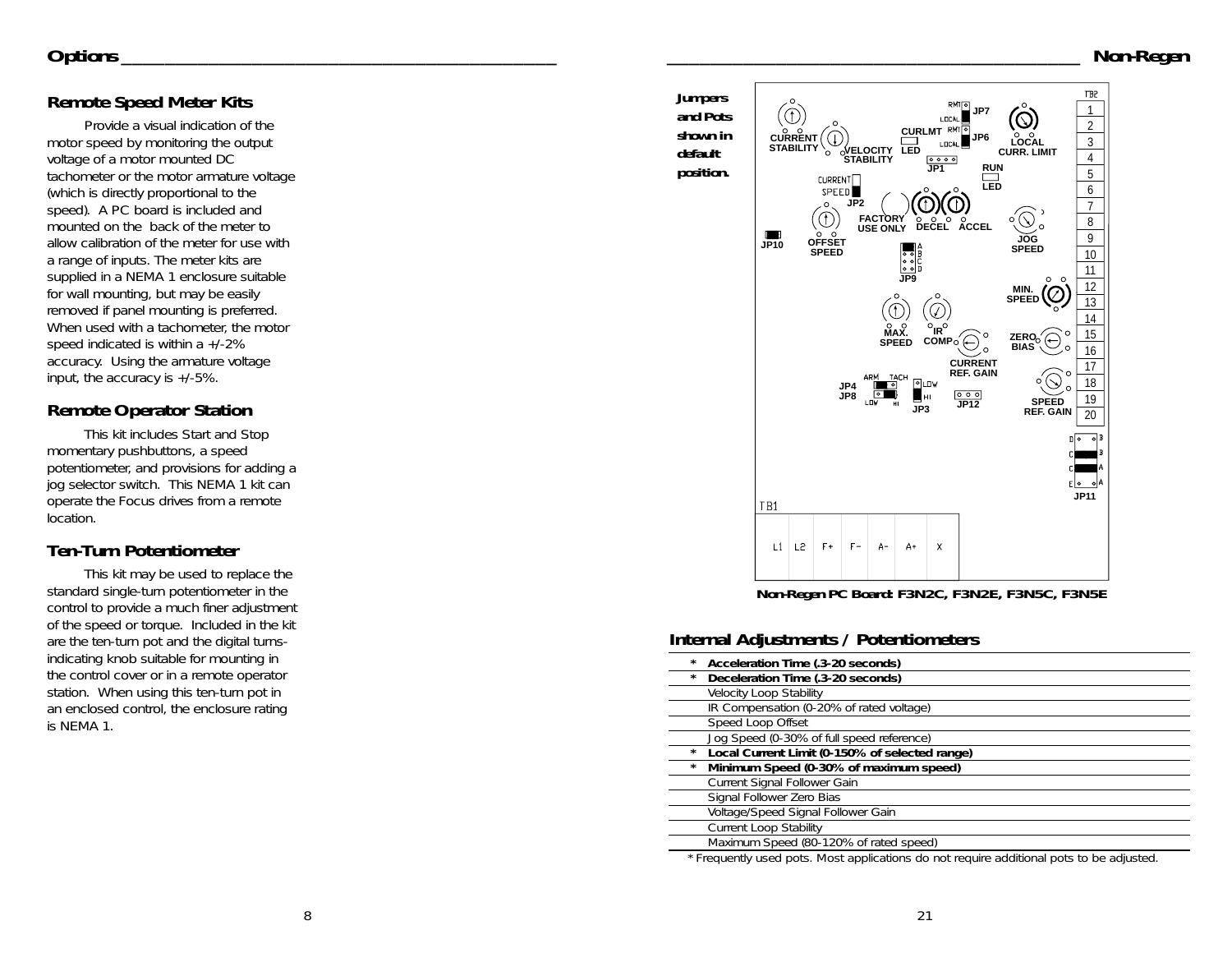## Remote Speed Meter Kits

Provide a visual indication of the motor speed by monitoring the output voltage of a motor mounted DC tachometer or the motor armature voltage (which is directly proportional to the speed). A PC board is included and mounted on the back of the meter to allow calibration of the meter for use with a range of inputs. The meter kits are supplied in a NEMA 1 enclosure suitable for wall mounting, but may be easily removed if panel mounting is preferred. When used with a tachometer, the motor speed indicated is within a +/-2% accuracy. Using the armature voltage input, the accuracy is +/-5%.

## Remote Operator Station

This kit includes Start and Stop momentary pushbuttons, a speed potentiometer, and provisions for adding a jog selector switch. This NEMA 1 kit can operate the Focus drives from a remote location.

## Ten-Turn Potentiometer

This kit may be used to replace the standard single-turn potentiometer in the control to provide a much finer adjustment of the speed or torque. Included in the kit are the ten-turn pot and the digital turns-indicating knob suitable for mounting in the control cover or in a remote operator station. When using this ten-turn pot in an enclosed control, the enclosure rating is NEMA 1.

***Jumpers and Pots shown in default position.***

**Non-Regen PC Board: F3N2C, F3N2E, F3N5C, F3N5E**

## Internal Adjustments / Potentiometers

| | |
|---|---|
| * | **Acceleration Time (.3-20 seconds)** |
| * | **Deceleration Time (.3-20 seconds)** |
| | Velocity Loop Stability |
| | IR Compensation (0-20% of rated voltage) |
| | Speed Loop Offset |
| | Jog Speed (0-30% of full speed reference) |
| * | **Local Current Limit (0-150% of selected range)** |
| * | **Minimum Speed (0-30% of maximum speed)** |
| | Current Signal Follower Gain |
| | Signal Follower Zero Bias |
| | Voltage/Speed Signal Follower Gain |
| | Current Loop Stability |
| | Maximum Speed (80-120% of rated speed) |

* Frequently used pots. Most applications do not require additional pots to be adjusted.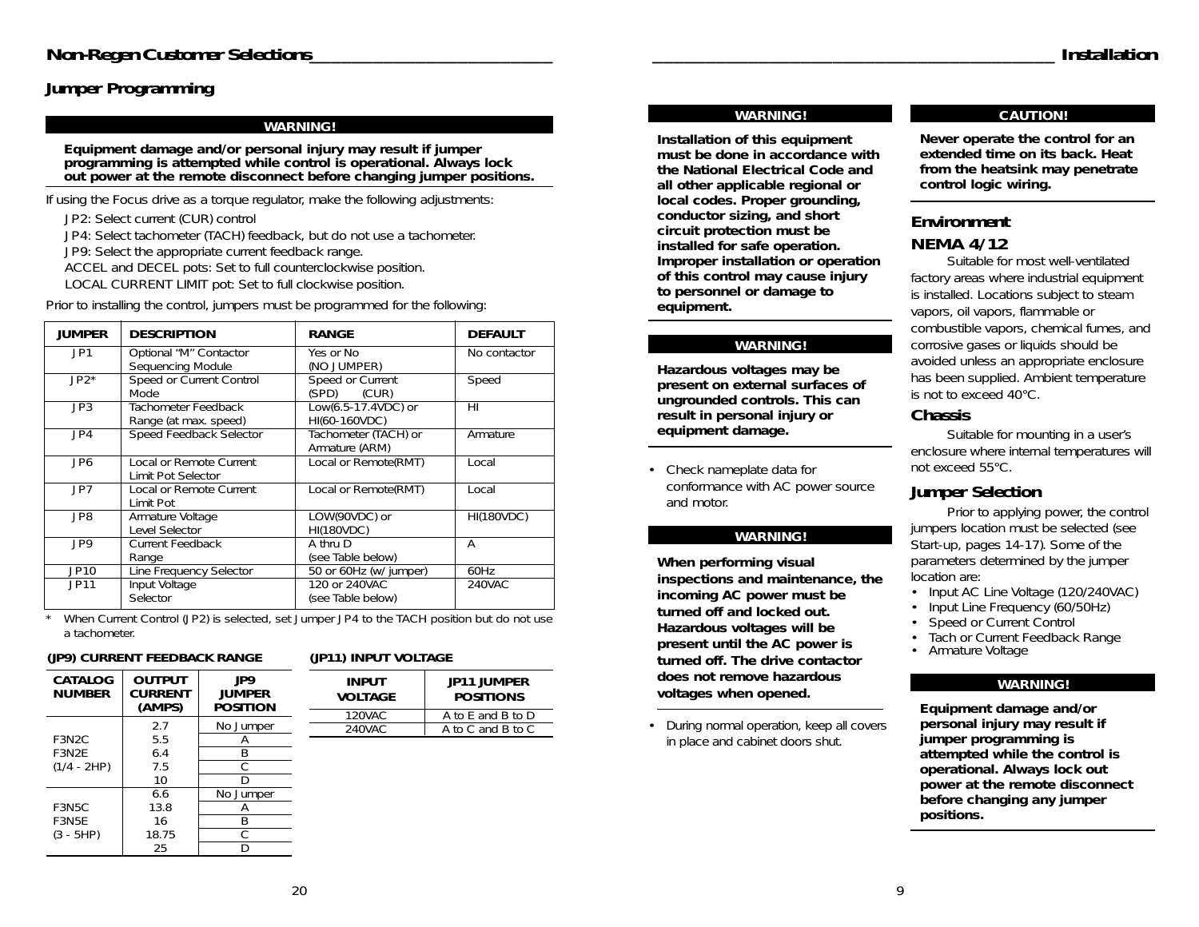## Jumper Programming

**WARNING!**

**Equipment damage and/or personal injury may result if jumper programming is attempted while control is operational. Always lock out power at the remote disconnect before changing jumper positions.**

If using the Focus drive as a torque regulator, make the following adjustments:

JP2: Select current (CUR) control

JP4: Select tachometer (TACH) feedback, but do not use a tachometer.

JP9: Select the appropriate current feedback range.

ACCEL and DECEL pots: Set to full counterclockwise position.

LOCAL CURRENT LIMIT pot: Set to full clockwise position.

Prior to installing the control, jumpers must be programmed for the following:

| JUMPER | DESCRIPTION | RANGE | DEFAULT |
|---|---|---|---|
| JP1 | Optional "M" Contactor Sequencing Module | Yes or No (NO JUMPER) | No contactor |
| JP2* | Speed or Current Control Mode | Speed or Current (SPD) (CUR) | Speed |
| JP3 | Tachometer Feedback Range (at max. speed) | Low(6.5-17.4VDC) or HI(60-160VDC) | HI |
| JP4 | Speed Feedback Selector | Tachometer (TACH) or Armature (ARM) | Armature |
| JP6 | Local or Remote Current Limit Pot Selector | Local or Remote(RMT) | Local |
| JP7 | Local or Remote Current Limit Pot | Local or Remote(RMT) | Local |
| JP8 | Armature Voltage Level Selector | LOW(90VDC) or HI(180VDC) | HI(180VDC) |
| JP9 | Current Feedback Range | A thru D (see Table below) | A |
| JP10 | Line Frequency Selector | 50 or 60Hz (w/ jumper) | 60Hz |
| JP11 | Input Voltage Selector | 120 or 240VAC (see Table below) | 240VAC |

\* When Current Control (JP2) is selected, set Jumper JP4 to the TACH position but do not use a tachometer.

**(JP9) CURRENT FEEDBACK RANGE**

| CATALOG NUMBER | OUTPUT CURRENT (AMPS) | JP9 JUMPER POSITION |
|---|---|---|
| F3N2C F3N2E (1/4 - 2HP) | 2.7 | No Jumper |
| | 5.5 | A |
| | 6.4 | B |
| | 7.5 | C |
| | 10 | D |
| F3N5C F3N5E (3 - 5HP) | 6.6 | No Jumper |
| | 13.8 | A |
| | 16 | B |
| | 18.75 | C |
| | 25 | D |

**(JP11) INPUT VOLTAGE**

| INPUT VOLTAGE | JP11 JUMPER POSITIONS |
|---|---|
| 120VAC | A to E and B to D |
| 240VAC | A to C and B to C |

**WARNING!**

**Installation of this equipment must be done in accordance with the National Electrical Code and all other applicable regional or local codes. Proper grounding, conductor sizing, and short circuit protection must be installed for safe operation. Improper installation or operation of this control may cause injury to personnel or damage to equipment.**

**WARNING!**

**Hazardous voltages may be present on external surfaces of ungrounded controls. This can result in personal injury or equipment damage.**

- Check nameplate data for conformance with AC power source and motor.

**WARNING!**

**When performing visual inspections and maintenance, the incoming AC power must be turned off and locked out. Hazardous voltages will be present until the AC power is turned off. The drive contactor does not remove hazardous voltages when opened.**

- During normal operation, keep all covers in place and cabinet doors shut.

**CAUTION!**

**Never operate the control for an extended time on its back. Heat from the heatsink may penetrate control logic wiring.**

## Environment

### NEMA 4/12

Suitable for most well-ventilated factory areas where industrial equipment is installed. Locations subject to steam vapors, oil vapors, flammable or combustible vapors, chemical fumes, and corrosive gases or liquids should be avoided unless an appropriate enclosure has been supplied. Ambient temperature is not to exceed 40°C.

### Chassis

Suitable for mounting in a user's enclosure where internal temperatures will not exceed 55°C.

### Jumper Selection

Prior to applying power, the control jumpers location must be selected (see Start-up, pages 14-17). Some of the parameters determined by the jumper location are:

- Input AC Line Voltage (120/240VAC)
- Input Line Frequency (60/50Hz)
- Speed or Current Control
- Tach or Current Feedback Range
- Armature Voltage

**WARNING!**

**Equipment damage and/or personal injury may result if jumper programming is attempted while the control is operational. Always lock out power at the remote disconnect before changing any jumper positions.**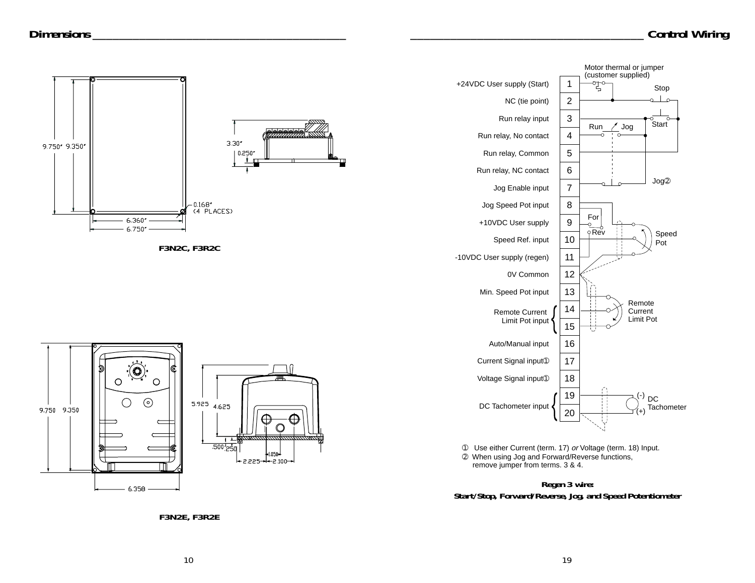## Dimensions

9.750"  9.350"

3.30"

0.250"

0.168" (4 PLACES)

6.360"

6.750"

**F3N2C, F3R2C**

9.750  9.350

5.925  4.625

.500  .250

1.050

2.225  2.100

6.358

**F3N2E, F3R2E**

## Control Wiring

Motor thermal or jumper (customer supplied)

| Terminal | Function |
|---|---|
| 1 | +24VDC User supply (Start) |
| 2 | NC (tie point) |
| 3 | Run relay input |
| 4 | Run relay, No contact |
| 5 | Run relay, Common |
| 6 | Run relay, NC contact |
| 7 | Jog Enable input |
| 8 | Jog Speed Pot input |
| 9 | +10VDC User supply |
| 10 | Speed Ref. input |
| 11 | -10VDC User supply (regen) |
| 12 | 0V Common |
| 13 | Min. Speed Pot input |
| 14 | Remote Current Limit Pot input |
| 15 | Remote Current Limit Pot input |
| 16 | Auto/Manual input |
| 17 | Current Signal input① |
| 18 | Voltage Signal input① |
| 19 | DC Tachometer input |
| 20 | DC Tachometer input |

Stop

Start

Run  Jog

Jog②

For

Rev

Speed Pot

Remote Current Limit Pot

(-) DC Tachometer (+)

① Use either Current (term. 17) *or* Voltage (term. 18) Input.

② When using Jog and Forward/Reverse functions, remove jumper from terms. 3 & 4.

**Regen 3 wire:**

**Start/Stop, Forward/Reverse, Jog, and Speed Potentiometer**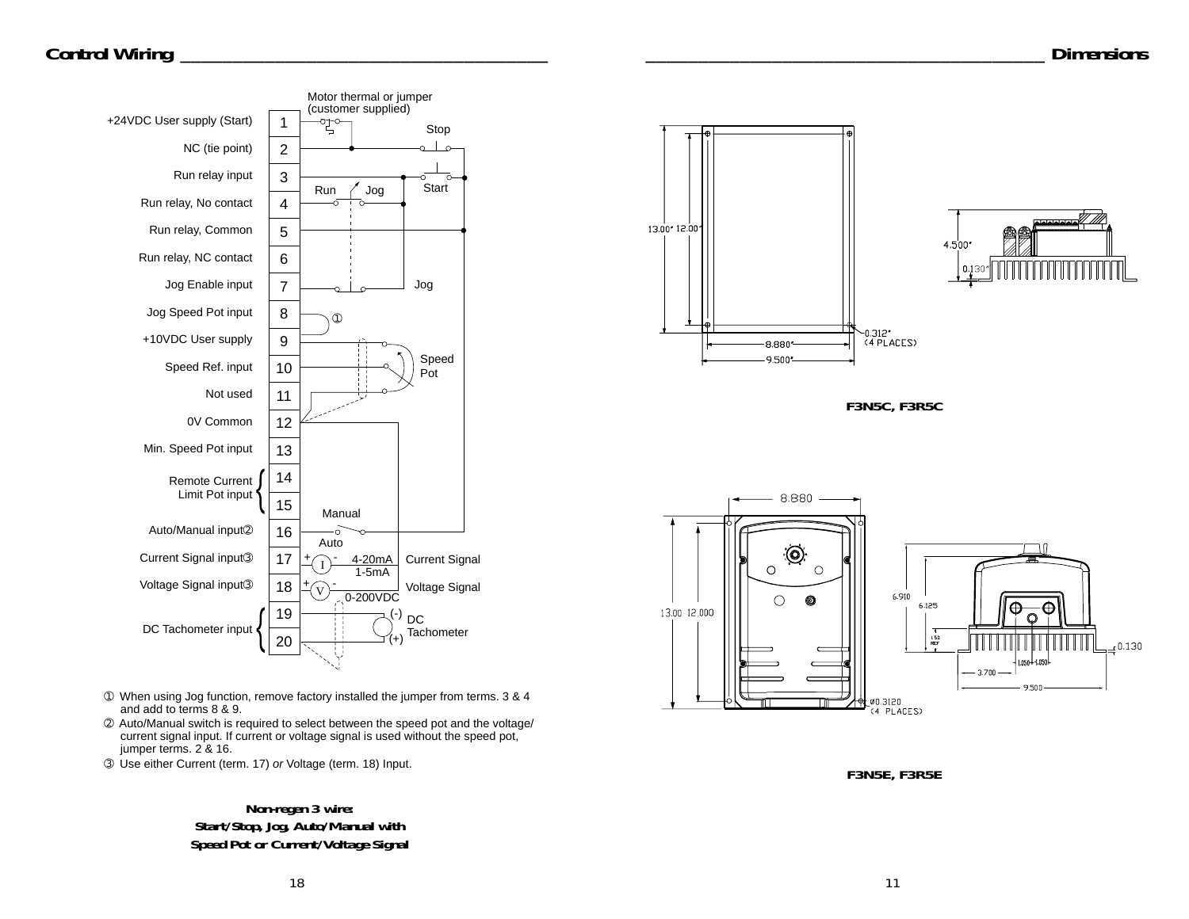## Control Wiring

| Terminal | Function |
|---|---|
| 1 | +24VDC User supply (Start) |
| 2 | NC (tie point) |
| 3 | Run relay input |
| 4 | Run relay, No contact |
| 5 | Run relay, Common |
| 6 | Run relay, NC contact |
| 7 | Jog Enable input |
| 8 | Jog Speed Pot input |
| 9 | +10VDC User supply |
| 10 | Speed Ref. input |
| 11 | Not used |
| 12 | 0V Common |
| 13 | Min. Speed Pot input |
| 14 | Remote Current Limit Pot input |
| 15 | Remote Current Limit Pot input |
| 16 | Auto/Manual input② |
| 17 | Current Signal input③ |
| 18 | Voltage Signal input③ |
| 19 | DC Tachometer input |
| 20 | DC Tachometer input |

Motor thermal or jumper (customer supplied)

Stop

Start

Run / Jog

Jog

Speed Pot

Manual / Auto

4-20mA / 1-5mA Current Signal

0-200VDC Voltage Signal

DC Tachometer (-) (+)

① When using Jog function, remove factory installed the jumper from terms. 3 & 4 and add to terms 8 & 9.

② Auto/Manual switch is required to select between the speed pot and the voltage/current signal input. If current or voltage signal is used without the speed pot, jumper terms. 2 & 16.

③ Use either Current (term. 17) *or* Voltage (term. 18) Input.

**Non-regen 3 wire: Start/Stop, Jog, Auto/Manual with Speed Pot or Current/Voltage Signal**

## Dimensions

13.00" 12.00" 8.880" 9.500" 0.312" (4 PLACES) 4.500" 0.130"

**F3N5C, F3R5C**

8.880 13.00 12.000 ø0.3120 (4 PLACES) 6.910 6.125 1.53 REF 0.130 1.050 1.050 3.700 9.500

**F3N5E, F3R5E**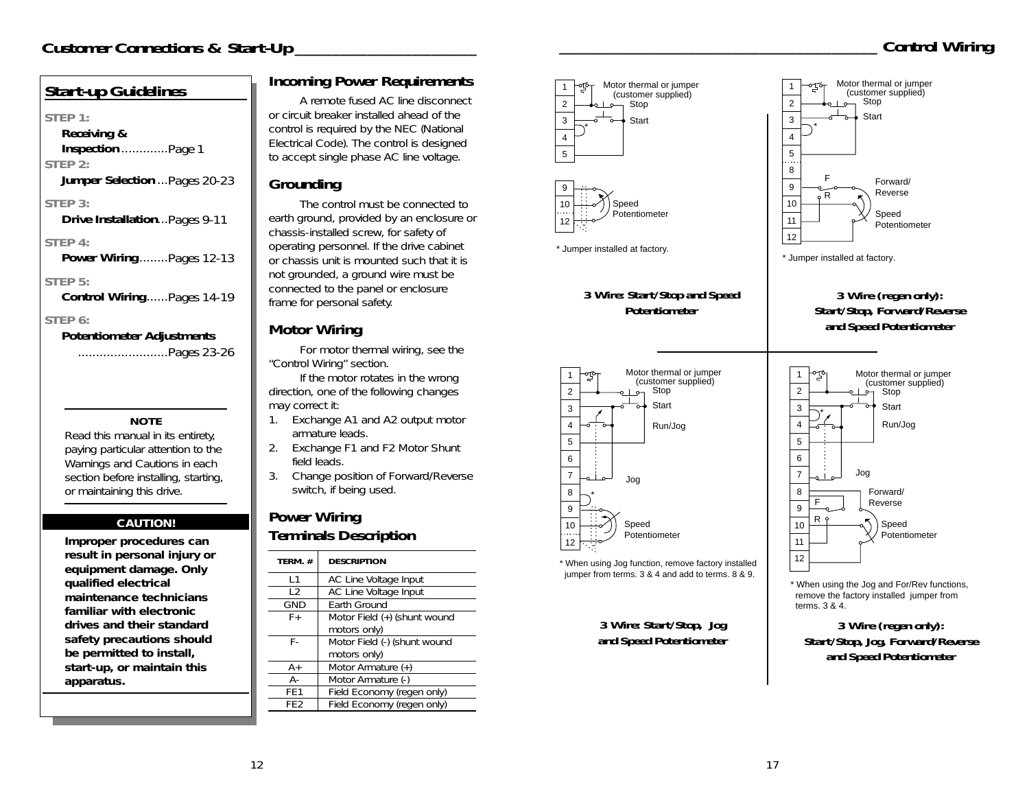## Start-up Guidelines

**STEP 1:**
**Receiving & Inspection** .............Page 1

**STEP 2:**
**Jumper Selection** ...Pages 20-23

**STEP 3:**
**Drive Installation**...Pages 9-11

**STEP 4:**
**Power Wiring**........Pages 12-13

**STEP 5:**
**Control Wiring**......Pages 14-19

**STEP 6:**
**Potentiometer Adjustments** .........................Pages 23-26

---

**NOTE**

Read this manual in its entirety, paying particular attention to the Warnings and Cautions in each section before installing, starting, or maintaining this drive.

---

**CAUTION!**

**Improper procedures can result in personal injury or equipment damage. Only qualified electrical maintenance technicians familiar with electronic drives and their standard safety precautions should be permitted to install, start-up, or maintain this apparatus.**

## Incoming Power Requirements

A remote fused AC line disconnect or circuit breaker installed ahead of the control is required by the NEC (National Electrical Code). The control is designed to accept single phase AC line voltage.

## Grounding

The control must be connected to earth ground, provided by an enclosure or chassis-installed screw, for safety of operating personnel. If the drive cabinet or chassis unit is mounted such that it is not grounded, a ground wire must be connected to the panel or enclosure frame for personal safety.

## Motor Wiring

For motor thermal wiring, see the "Control Wiring" section.

If the motor rotates in the wrong direction, one of the following changes may correct it:

1. Exchange A1 and A2 output motor armature leads.
2. Exchange F1 and F2 Motor Shunt field leads.
3. Change position of Forward/Reverse switch, if being used.

## Power Wiring Terminals Description

| TERM. # | DESCRIPTION |
|---|---|
| L1 | AC Line Voltage Input |
| L2 | AC Line Voltage Input |
| GND | Earth Ground |
| F+ | Motor Field (+) (shunt wound motors only) |
| F- | Motor Field (-) (shunt wound motors only) |
| A+ | Motor Armature (+) |
| A- | Motor Armature (-) |
| FE1 | Field Economy (regen only) |
| FE2 | Field Economy (regen only) |

## Control Wiring

Terminals 1–5, 9, 10, 12: Motor thermal or jumper (customer supplied); Stop; Start; Speed Potentiometer

\* Jumper installed at factory.

**3 Wire: Start/Stop and Speed Potentiometer**

Terminals 1–5, 8–12: Motor thermal or jumper (customer supplied); Stop; Start; F / R Forward/Reverse; Speed Potentiometer

\* Jumper installed at factory.

**3 Wire (regen only): Start/Stop, Forward/Reverse and Speed Potentiometer**

Terminals 1–12: Motor thermal or jumper (customer supplied); Stop; Start; Run/Jog; Jog; Speed Potentiometer

\* When using Jog function, remove factory installed jumper from terms. 3 & 4 and add to terms. 8 & 9.

**3 Wire: Start/Stop, Jog and Speed Potentiometer**

Terminals 1–12: Motor thermal or jumper (customer supplied); Stop; Start; Run/Jog; Jog; F / R Forward/Reverse; Speed Potentiometer

\* When using the Jog and For/Rev functions, remove the factory installed jumper from terms. 3 & 4.

**3 Wire (regen only): Start/Stop, Jog, Forward/Reverse and Speed Potentiometer**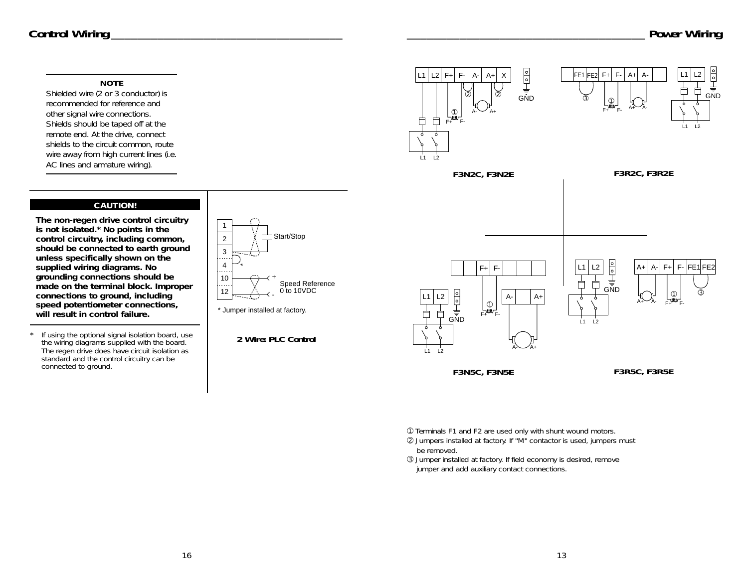## Control Wiring

---

**NOTE**

Shielded wire (2 or 3 conductor) is recommended for reference and other signal wire connections. Shields should be taped off at the remote end. At the drive, connect shields to the circuit common, route wire away from high current lines (i.e. AC lines and armature wiring).

---

**CAUTION!**

**The non-regen drive control circuitry is not isolated.* No points in the control circuitry, including common, should be connected to earth ground unless specifically shown on the supplied wiring diagrams. No grounding connections should be made on the terminal block. Improper connections to ground, including speed potentiometer connections, will result in control failure.**

\* If using the optional signal isolation board, use the wiring diagrams supplied with the board. The regen drive does have circuit isolation as standard and the control circuitry can be connected to ground.

1
2
3
4
10
12

Start/Stop

\*

\+ Speed Reference 0 to 10VDC -

\* Jumper installed at factory.

**2 Wire: PLC Control**

## Power Wiring

L1 L2 F+ F- A- A+ X ② ② GND ① F+ F- A- A+ L1 L2

**F3N2C, F3N2E**

FE1 FE2 F+ F- A+ A- ③ ① F+ F- A+ A- L1 L2 GND L1 L2

**F3R2C, F3R2E**

F+ F- L1 L2 GND ① F+ F- A- A+ A- A+ L1 L2

**F3N5C, F3N5E**

L1 L2 GND L1 L2 A+ A- F+ F- FE1 FE2 ① ③ A+ A- F+ F-

**F3R5C, F3R5E**

① Terminals F1 and F2 are used only with shunt wound motors.
② Jumpers installed at factory. If "M" contactor is used, jumpers must be removed.
③ Jumper installed at factory. If field economy is desired, remove jumper and add auxiliary contact connections.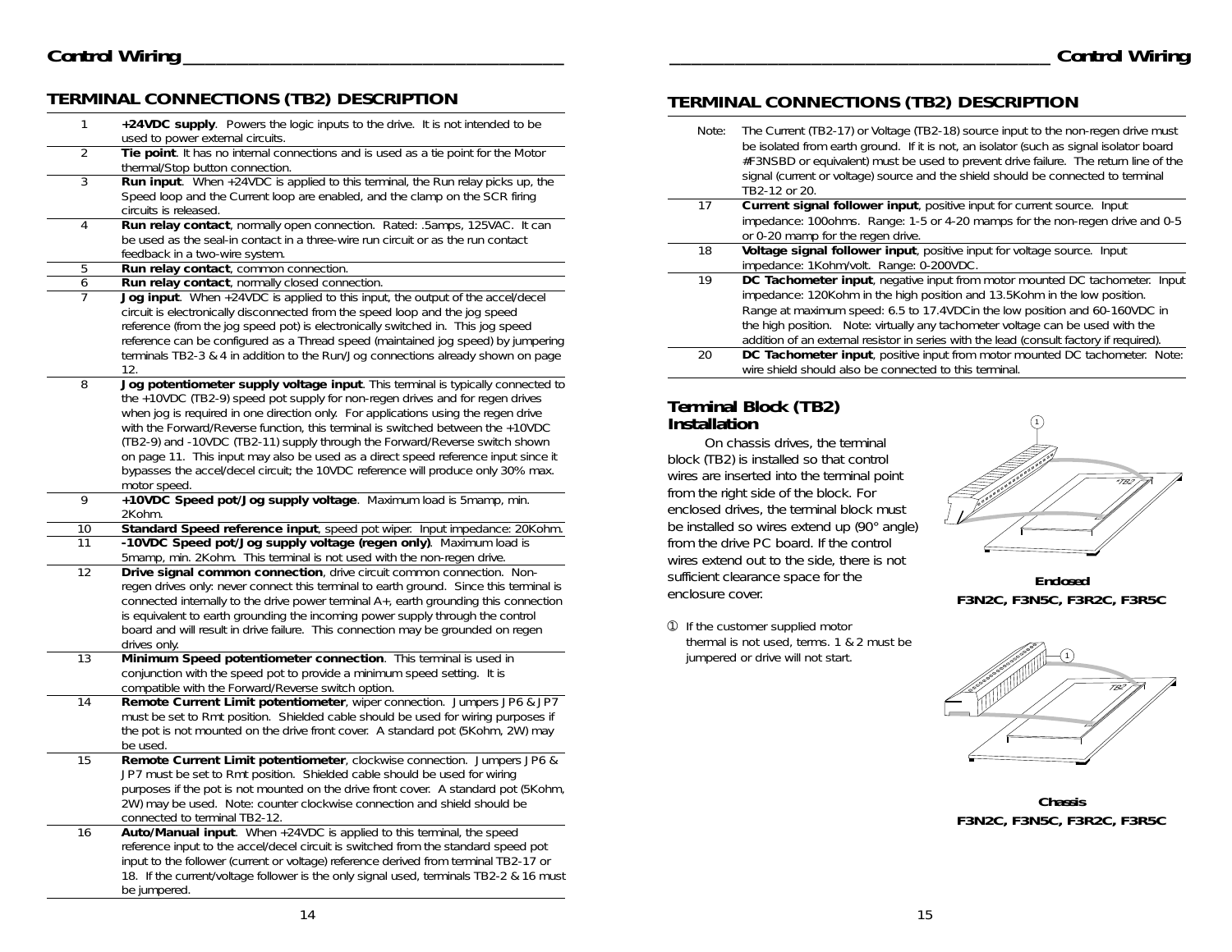## TERMINAL CONNECTIONS (TB2) DESCRIPTION

| | |
|---|---|
| 1 | **+24VDC supply**. Powers the logic inputs to the drive. It is not intended to be used to power external circuits. |
| 2 | **Tie point**. It has no internal connections and is used as a tie point for the Motor thermal/Stop button connection. |
| 3 | **Run input**. When +24VDC is applied to this terminal, the Run relay picks up, the Speed loop and the Current loop are enabled, and the clamp on the SCR firing circuits is released. |
| 4 | **Run relay contact**, normally open connection. Rated: .5amps, 125VAC. It can be used as the seal-in contact in a three-wire run circuit or as the run contact feedback in a two-wire system. |
| 5 | **Run relay contact**, common connection. |
| 6 | **Run relay contact**, normally closed connection. |
| 7 | **Jog input**. When +24VDC is applied to this input, the output of the accel/decel circuit is electronically disconnected from the speed loop and the jog speed reference (from the jog speed pot) is electronically switched in. This jog speed reference can be configured as a Thread speed (maintained jog speed) by jumpering terminals TB2-3 & 4 in addition to the Run/Jog connections already shown on page 12. |
| 8 | **Jog potentiometer supply voltage input**. This terminal is typically connected to the +10VDC (TB2-9) speed pot supply for non-regen drives and for regen drives when jog is required in one direction only. For applications using the regen drive with the Forward/Reverse function, this terminal is switched between the +10VDC (TB2-9) and -10VDC (TB2-11) supply through the Forward/Reverse switch shown on page 11. This input may also be used as a direct speed reference input since it bypasses the accel/decel circuit; the 10VDC reference will produce only 30% max. motor speed. |
| 9 | **+10VDC Speed pot/Jog supply voltage**. Maximum load is 5mamp, min. 2Kohm. |
| 10 | **Standard Speed reference input**, speed pot wiper. Input impedance: 20Kohm. |
| 11 | **-10VDC Speed pot/Jog supply voltage (regen only)**. Maximum load is 5mamp, min. 2Kohm. This terminal is not used with the non-regen drive. |
| 12 | **Drive signal common connection**, drive circuit common connection. Non-regen drives only: never connect this terminal to earth ground. Since this terminal is connected internally to the drive power terminal A+, earth grounding this connection is equivalent to earth grounding the incoming power supply through the control board and will result in drive failure. This connection may be grounded on regen drives only. |
| 13 | **Minimum Speed potentiometer connection**. This terminal is used in conjunction with the speed pot to provide a minimum speed setting. It is compatible with the Forward/Reverse switch option. |
| 14 | **Remote Current Limit potentiometer**, wiper connection. Jumpers JP6 & JP7 must be set to Rmt position. Shielded cable should be used for wiring purposes if the pot is not mounted on the drive front cover. A standard pot (5Kohm, 2W) may be used. |
| 15 | **Remote Current Limit potentiometer**, clockwise connection. Jumpers JP6 & JP7 must be set to Rmt position. Shielded cable should be used for wiring purposes if the pot is not mounted on the drive front cover. A standard pot (5Kohm, 2W) may be used. Note: counter clockwise connection and shield should be connected to terminal TB2-12. |
| 16 | **Auto/Manual input**. When +24VDC is applied to this terminal, the speed reference input to the accel/decel circuit is switched from the standard speed pot input to the follower (current or voltage) reference derived from terminal TB2-17 or 18. If the current/voltage follower is the only signal used, terminals TB2-2 & 16 must be jumpered. |

## TERMINAL CONNECTIONS (TB2) DESCRIPTION

| | |
|---|---|
| Note: | The Current (TB2-17) or Voltage (TB2-18) source input to the non-regen drive must be isolated from earth ground. If it is not, an isolator (such as signal isolator board #F3NSBD or equivalent) must be used to prevent drive failure. The return line of the signal (current or voltage) source and the shield should be connected to terminal TB2-12 or 20. |
| 17 | **Current signal follower input**, positive input for current source. Input impedance: 100ohms. Range: 1-5 or 4-20 mamps for the non-regen drive and 0-5 or 0-20 mamp for the regen drive. |
| 18 | **Voltage signal follower input**, positive input for voltage source. Input impedance: 1Kohm/volt. Range: 0-200VDC. |
| 19 | **DC Tachometer input**, negative input from motor mounted DC tachometer. Input impedance: 120Kohm in the high position and 13.5Kohm in the low position. Range at maximum speed: 6.5 to 17.4VDCin the low position and 60-160VDC in the high position. Note: virtually any tachometer voltage can be used with the addition of an external resistor in series with the lead (consult factory if required). |
| 20 | **DC Tachometer input**, positive input from motor mounted DC tachometer. Note: wire shield should also be connected to this terminal. |

### Terminal Block (TB2) Installation

On chassis drives, the terminal block (TB2) is installed so that control wires are inserted into the terminal point from the right side of the block. For enclosed drives, the terminal block must be installed so wires extend up (90° angle) from the drive PC board. If the control wires extend out to the side, there is not sufficient clearance space for the enclosure cover.

① If the customer supplied motor thermal is not used, terms. 1 & 2 must be jumpered or drive will not start.

1

TB2

**Enclosed**
**F3N2C, F3N5C, F3R2C, F3R5C**

1

TB2

**Chassis**
**F3N2C, F3N5C, F3R2C, F3R5C**